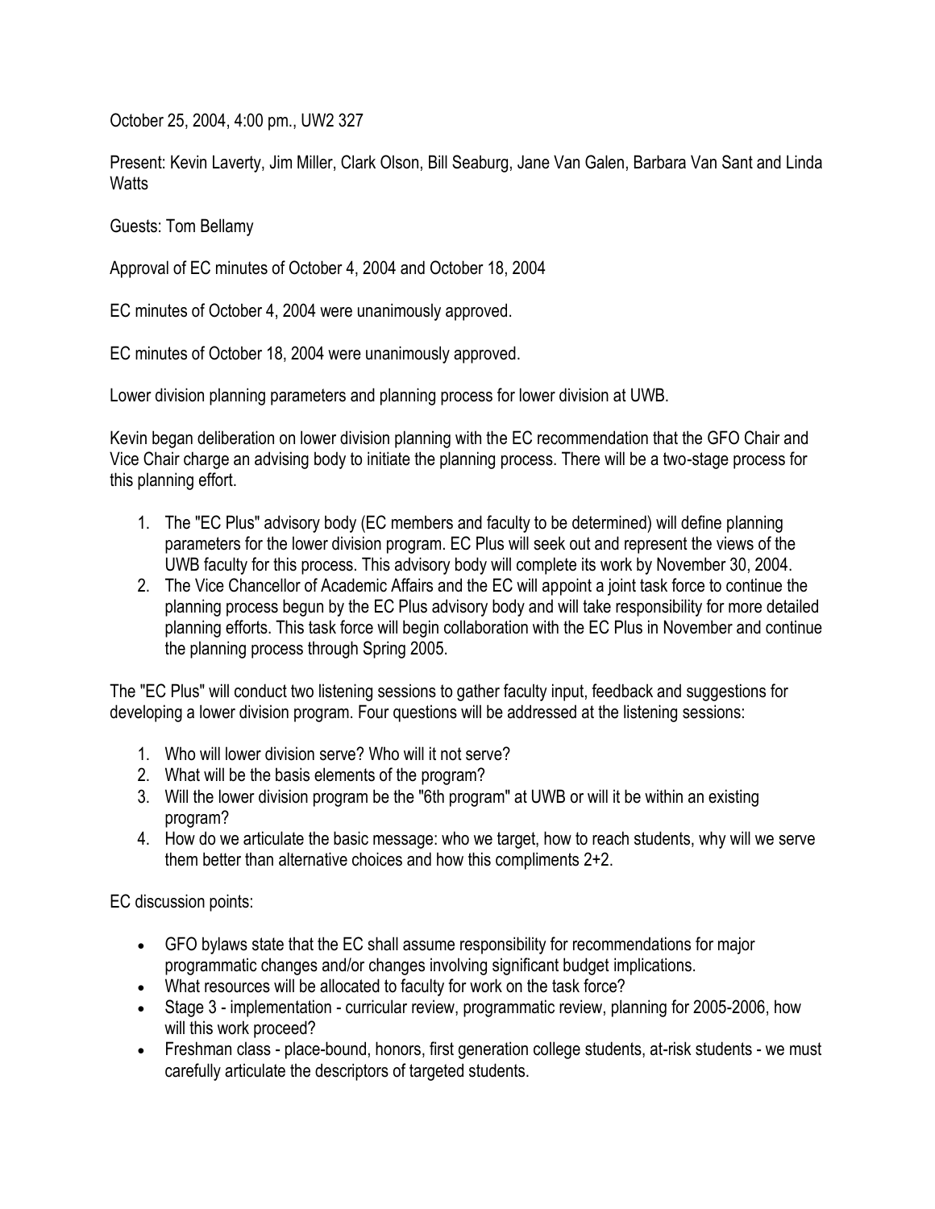October 25, 2004, 4:00 pm., UW2 327

Present: Kevin Laverty, Jim Miller, Clark Olson, Bill Seaburg, Jane Van Galen, Barbara Van Sant and Linda Watts

Guests: Tom Bellamy

Approval of EC minutes of October 4, 2004 and October 18, 2004

EC minutes of October 4, 2004 were unanimously approved.

EC minutes of October 18, 2004 were unanimously approved.

Lower division planning parameters and planning process for lower division at UWB.

Kevin began deliberation on lower division planning with the EC recommendation that the GFO Chair and Vice Chair charge an advising body to initiate the planning process. There will be a two-stage process for this planning effort.

1. The "EC Plus" advisory body (EC members and faculty to be determined) will define planning parameters for the lower division program. EC Plus will seek out and represent the views of the UWB faculty for this process. This advisory body will complete its work by November 30, 2004.
2. The Vice Chancellor of Academic Affairs and the EC will appoint a joint task force to continue the planning process begun by the EC Plus advisory body and will take responsibility for more detailed planning efforts. This task force will begin collaboration with the EC Plus in November and continue the planning process through Spring 2005.

The "EC Plus" will conduct two listening sessions to gather faculty input, feedback and suggestions for developing a lower division program. Four questions will be addressed at the listening sessions:

1. Who will lower division serve? Who will it not serve?
2. What will be the basis elements of the program?
3. Will the lower division program be the "6th program" at UWB or will it be within an existing program?
4. How do we articulate the basic message: who we target, how to reach students, why will we serve them better than alternative choices and how this compliments 2+2.

EC discussion points:

- GFO bylaws state that the EC shall assume responsibility for recommendations for major programmatic changes and/or changes involving significant budget implications.
- What resources will be allocated to faculty for work on the task force?
- Stage 3 - implementation - curricular review, programmatic review, planning for 2005-2006, how will this work proceed?
- Freshman class - place-bound, honors, first generation college students, at-risk students - we must carefully articulate the descriptors of targeted students.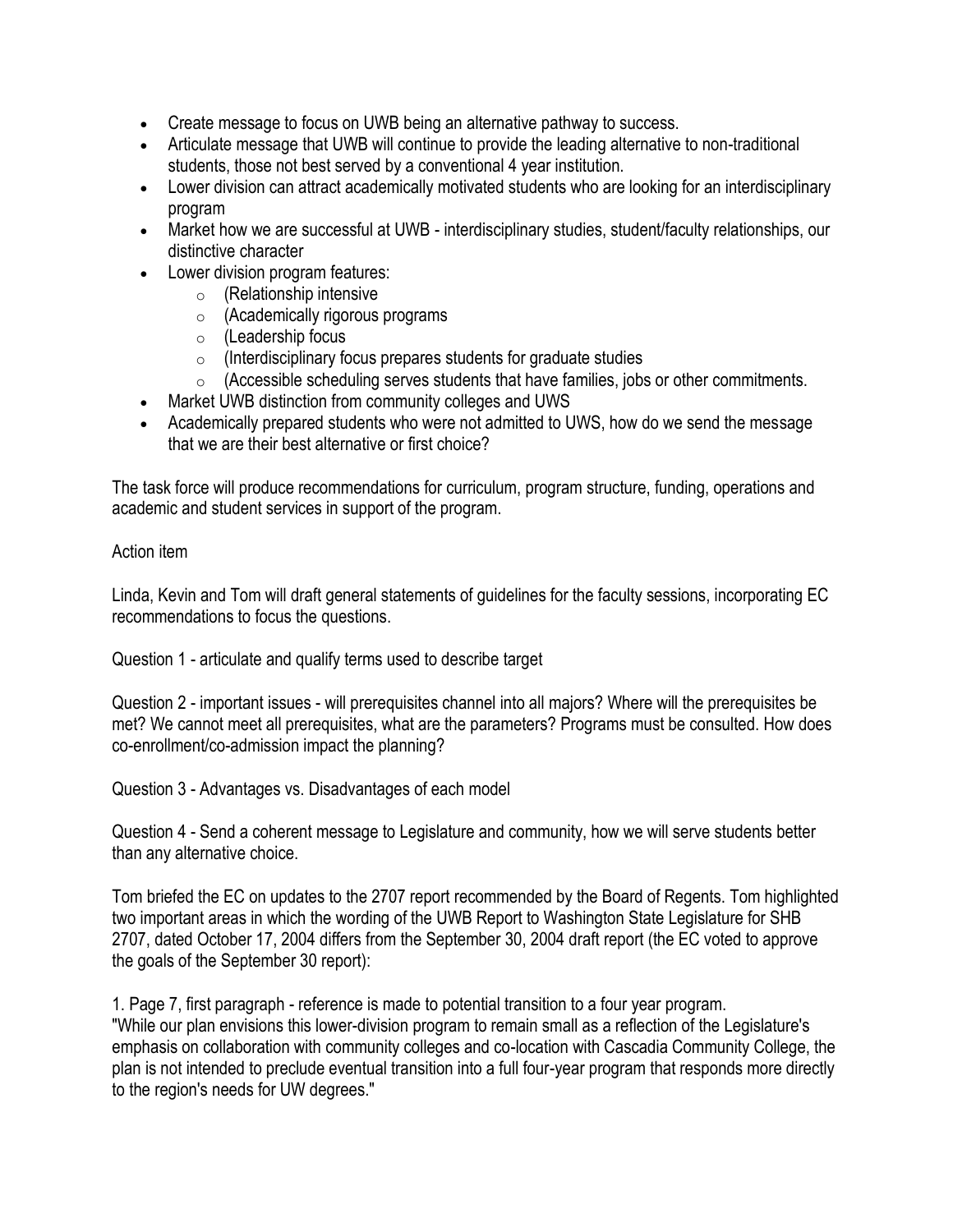- Create message to focus on UWB being an alternative pathway to success.
- Articulate message that UWB will continue to provide the leading alternative to non-traditional students, those not best served by a conventional 4 year institution.
- Lower division can attract academically motivated students who are looking for an interdisciplinary program
- Market how we are successful at UWB - interdisciplinary studies, student/faculty relationships, our distinctive character
- Lower division program features:
  - (Relationship intensive
  - (Academically rigorous programs
  - (Leadership focus
  - (Interdisciplinary focus prepares students for graduate studies
  - (Accessible scheduling serves students that have families, jobs or other commitments.
- Market UWB distinction from community colleges and UWS
- Academically prepared students who were not admitted to UWS, how do we send the message that we are their best alternative or first choice?

The task force will produce recommendations for curriculum, program structure, funding, operations and academic and student services in support of the program.

Action item

Linda, Kevin and Tom will draft general statements of guidelines for the faculty sessions, incorporating EC recommendations to focus the questions.

Question 1 - articulate and qualify terms used to describe target

Question 2 - important issues - will prerequisites channel into all majors? Where will the prerequisites be met? We cannot meet all prerequisites, what are the parameters? Programs must be consulted. How does co-enrollment/co-admission impact the planning?

Question 3 - Advantages vs. Disadvantages of each model

Question 4 - Send a coherent message to Legislature and community, how we will serve students better than any alternative choice.

Tom briefed the EC on updates to the 2707 report recommended by the Board of Regents. Tom highlighted two important areas in which the wording of the UWB Report to Washington State Legislature for SHB 2707, dated October 17, 2004 differs from the September 30, 2004 draft report (the EC voted to approve the goals of the September 30 report):

1. Page 7, first paragraph - reference is made to potential transition to a four year program.
"While our plan envisions this lower-division program to remain small as a reflection of the Legislature's emphasis on collaboration with community colleges and co-location with Cascadia Community College, the plan is not intended to preclude eventual transition into a full four-year program that responds more directly to the region's needs for UW degrees."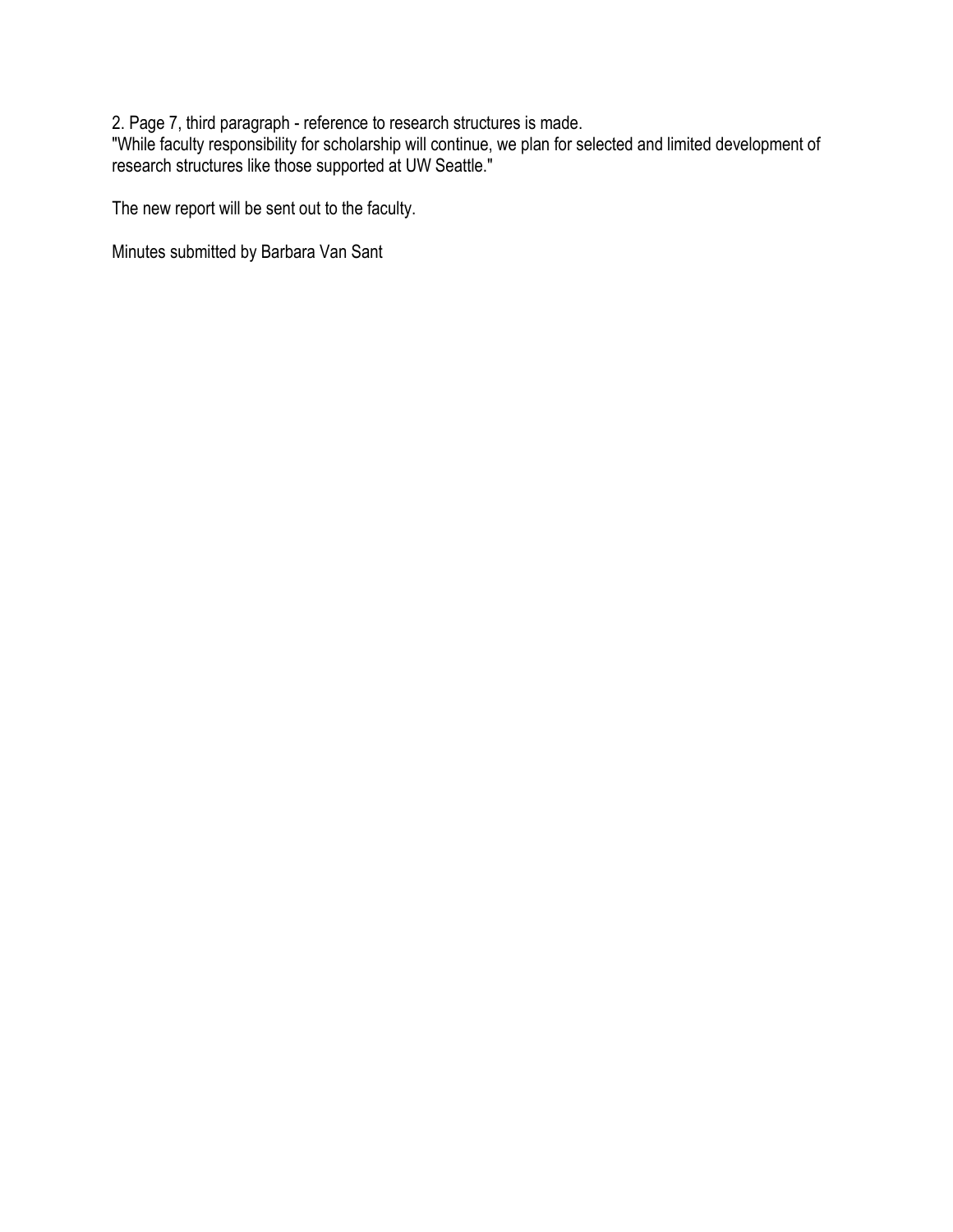2. Page 7, third paragraph - reference to research structures is made.
"While faculty responsibility for scholarship will continue, we plan for selected and limited development of research structures like those supported at UW Seattle."

The new report will be sent out to the faculty.

Minutes submitted by Barbara Van Sant